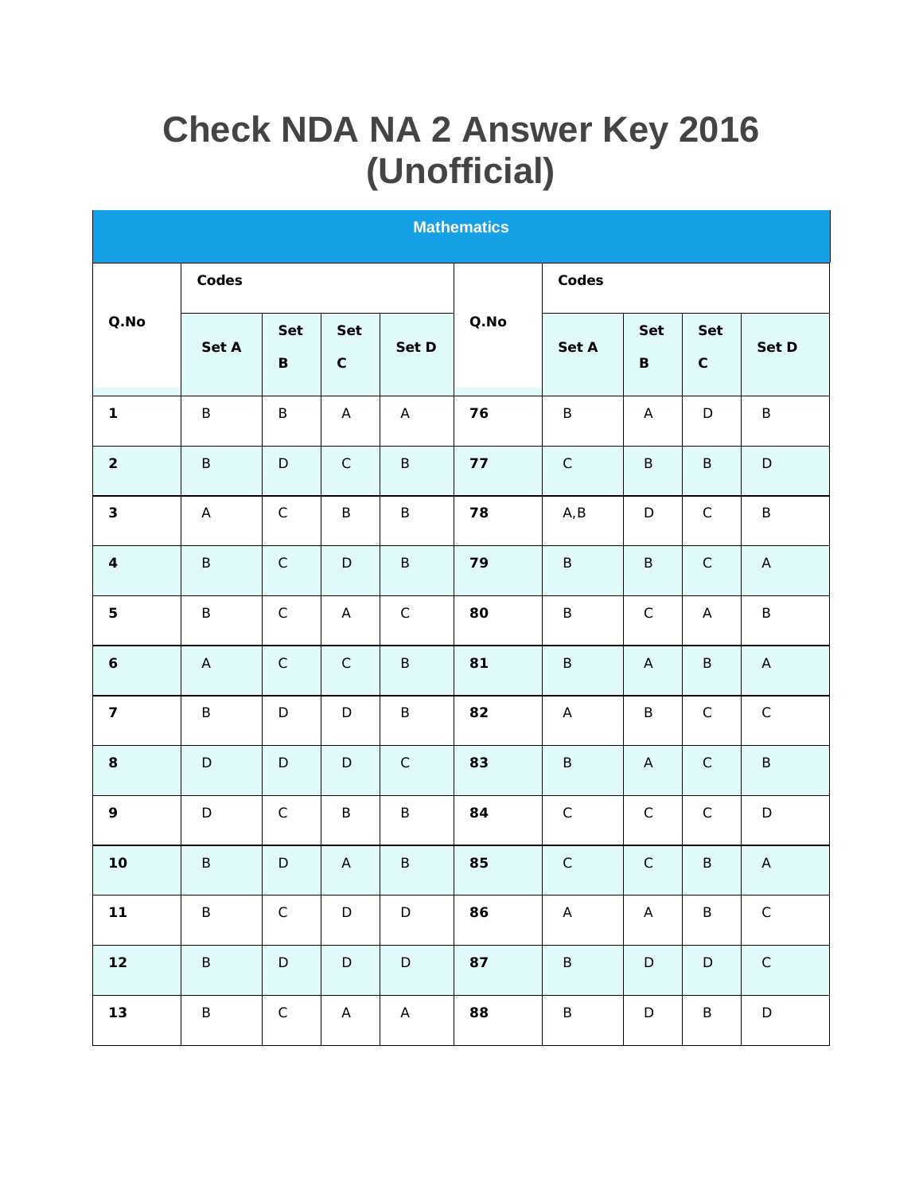# Check NDA NA 2 Answer Key 2016 (Unofficial)

| Mathematics | | | | | | | | | |
|---|---|---|---|---|---|---|---|---|---|
| **Q.No** | **Codes** | | | | **Q.No** | **Codes** | | | |
| | **Set A** | **Set B** | **Set C** | **Set D** | | **Set A** | **Set B** | **Set C** | **Set D** |
| **1** | B | B | A | A | **76** | B | A | D | B |
| **2** | B | D | C | B | **77** | C | B | B | D |
| **3** | A | C | B | B | **78** | A,B | D | C | B |
| **4** | B | C | D | B | **79** | B | B | C | A |
| **5** | B | C | A | C | **80** | B | C | A | B |
| **6** | A | C | C | B | **81** | B | A | B | A |
| **7** | B | D | D | B | **82** | A | B | C | C |
| **8** | D | D | D | C | **83** | B | A | C | B |
| **9** | D | C | B | B | **84** | C | C | C | D |
| **10** | B | D | A | B | **85** | C | C | B | A |
| **11** | B | C | D | D | **86** | A | A | B | C |
| **12** | B | D | D | D | **87** | B | D | D | C |
| **13** | B | C | A | A | **88** | B | D | B | D |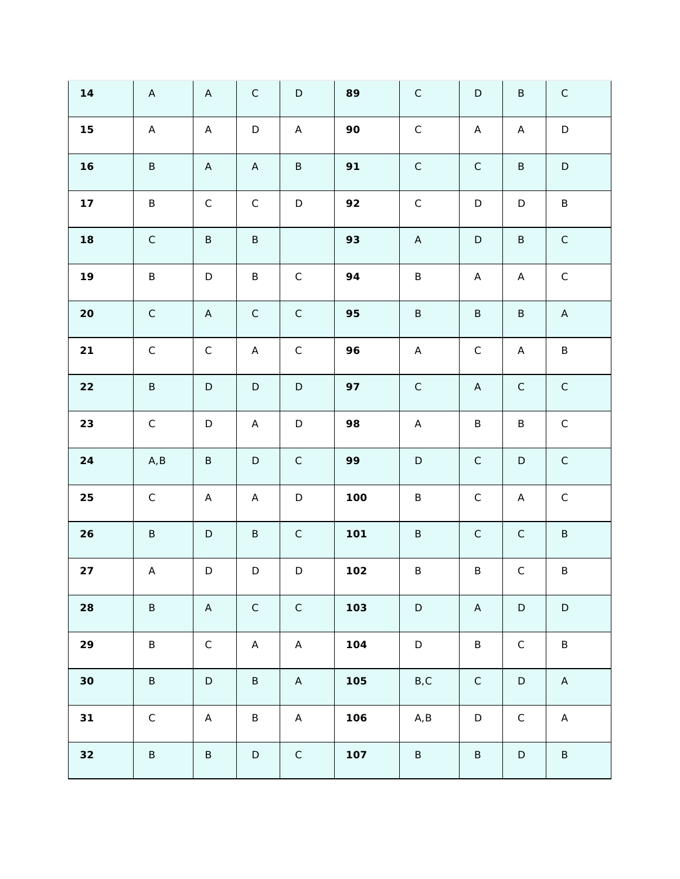| 14 | A | A | C | D | 89 | C | D | B | C |
|---|---|---|---|---|---|---|---|---|---|
| 15 | A | A | D | A | 90 | C | A | A | D |
| 16 | B | A | A | B | 91 | C | C | B | D |
| 17 | B | C | C | D | 92 | C | D | D | B |
| 18 | C | B | B | | 93 | A | D | B | C |
| 19 | B | D | B | C | 94 | B | A | A | C |
| 20 | C | A | C | C | 95 | B | B | B | A |
| 21 | C | C | A | C | 96 | A | C | A | B |
| 22 | B | D | D | D | 97 | C | A | C | C |
| 23 | C | D | A | D | 98 | A | B | B | C |
| 24 | A,B | B | D | C | 99 | D | C | D | C |
| 25 | C | A | A | D | 100 | B | C | A | C |
| 26 | B | D | B | C | 101 | B | C | C | B |
| 27 | A | D | D | D | 102 | B | B | C | B |
| 28 | B | A | C | C | 103 | D | A | D | D |
| 29 | B | C | A | A | 104 | D | B | C | B |
| 30 | B | D | B | A | 105 | B,C | C | D | A |
| 31 | C | A | B | A | 106 | A,B | D | C | A |
| 32 | B | B | D | C | 107 | B | B | D | B |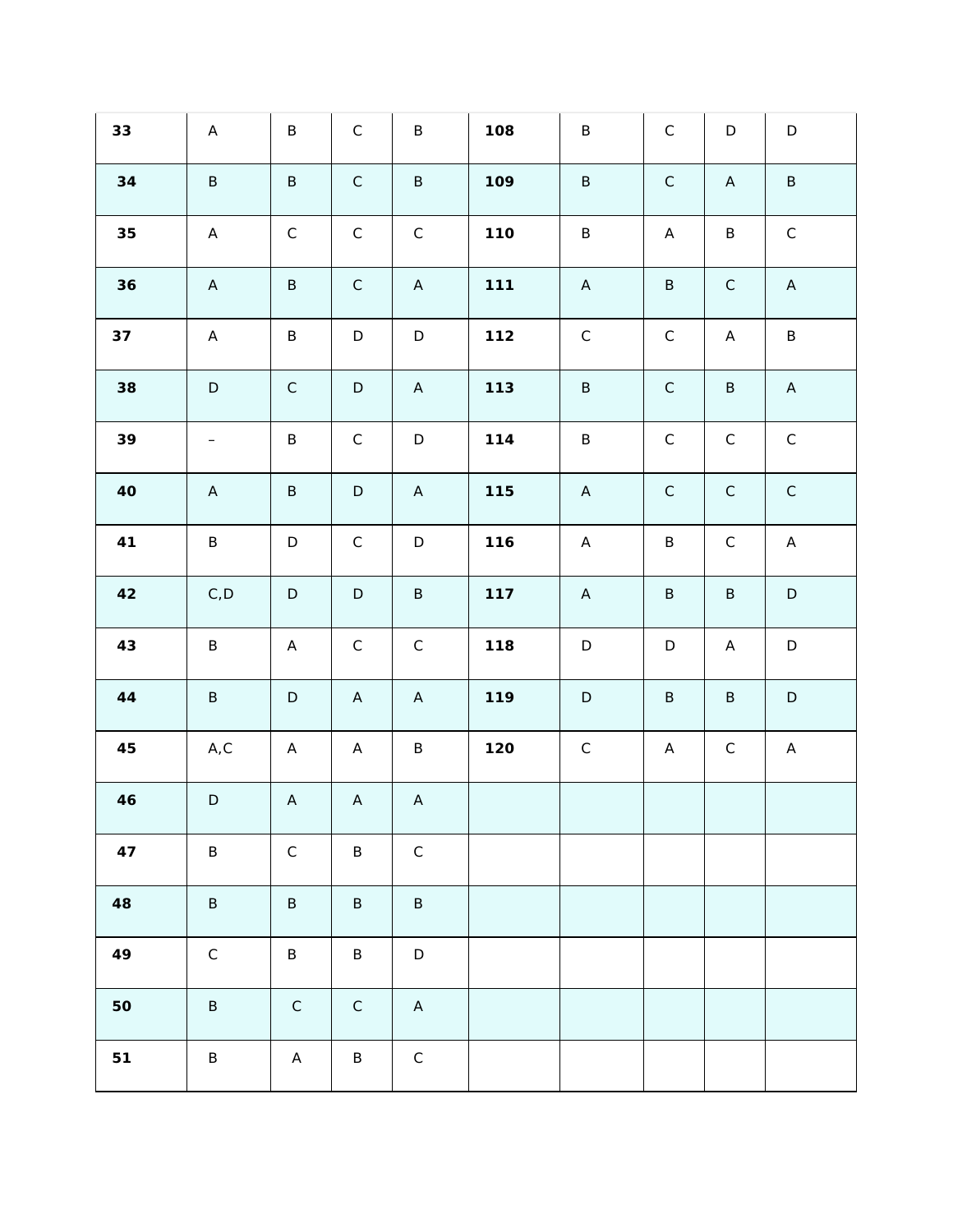| 33 | A | B | C | B | 108 | B | C | D | D |
|---|---|---|---|---|---|---|---|---|---|
| 34 | B | B | C | B | 109 | B | C | A | B |
| 35 | A | C | C | C | 110 | B | A | B | C |
| 36 | A | B | C | A | 111 | A | B | C | A |
| 37 | A | B | D | D | 112 | C | C | A | B |
| 38 | D | C | D | A | 113 | B | C | B | A |
| 39 | – | B | C | D | 114 | B | C | C | C |
| 40 | A | B | D | A | 115 | A | C | C | C |
| 41 | B | D | C | D | 116 | A | B | C | A |
| 42 | C,D | D | D | B | 117 | A | B | B | D |
| 43 | B | A | C | C | 118 | D | D | A | D |
| 44 | B | D | A | A | 119 | D | B | B | D |
| 45 | A,C | A | A | B | 120 | C | A | C | A |
| 46 | D | A | A | A | | | | | |
| 47 | B | C | B | C | | | | | |
| 48 | B | B | B | B | | | | | |
| 49 | C | B | B | D | | | | | |
| 50 | B | C | C | A | | | | | |
| 51 | B | A | B | C | | | | | |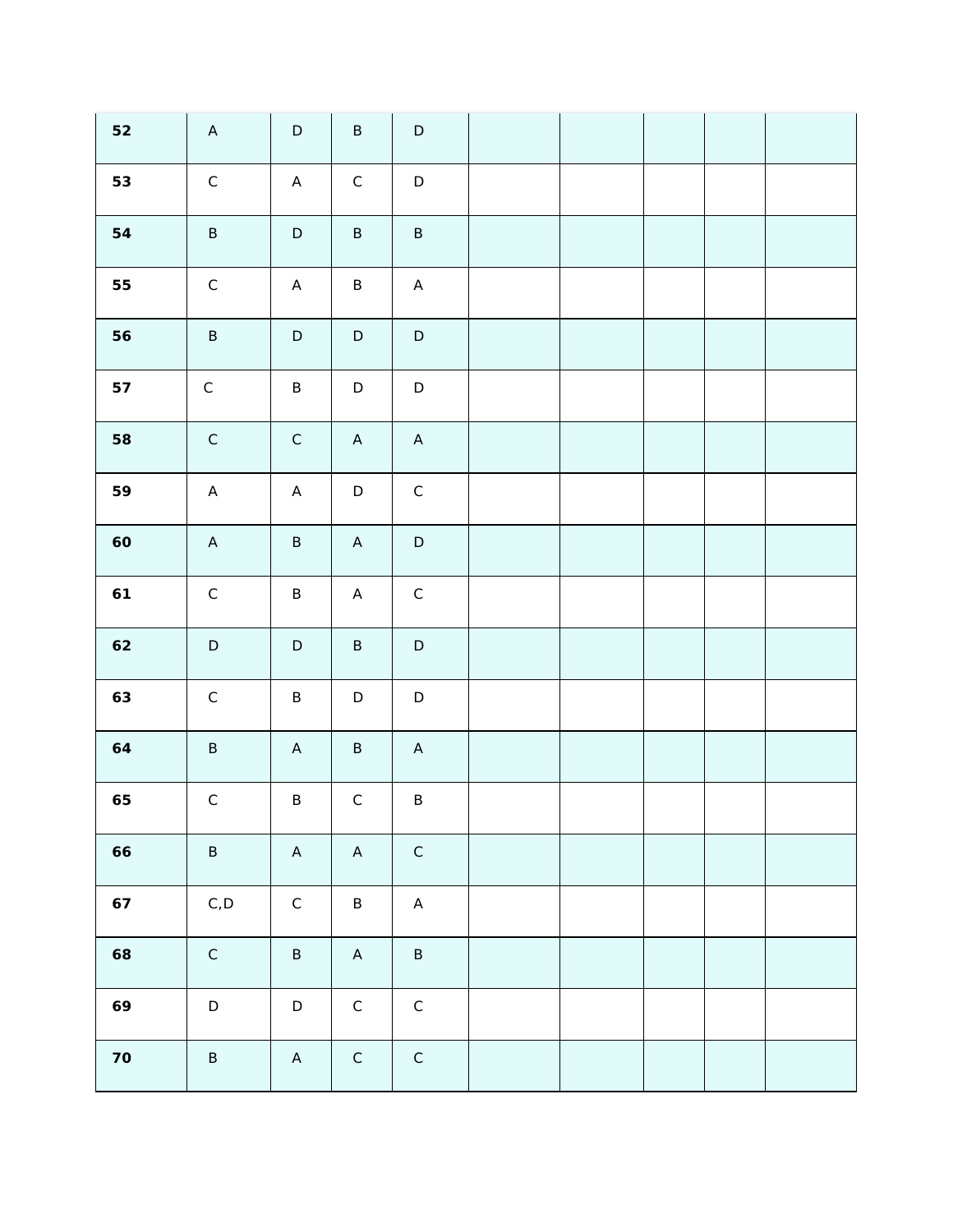| | | | | | | | | | |
|---|---|---|---|---|---|---|---|---|---|
| **52** | A | D | B | D | | | | | |
| **53** | C | A | C | D | | | | | |
| **54** | B | D | B | B | | | | | |
| **55** | C | A | B | A | | | | | |
| **56** | B | D | D | D | | | | | |
| **57** | C | B | D | D | | | | | |
| **58** | C | C | A | A | | | | | |
| **59** | A | A | D | C | | | | | |
| **60** | A | B | A | D | | | | | |
| **61** | C | B | A | C | | | | | |
| **62** | D | D | B | D | | | | | |
| **63** | C | B | D | D | | | | | |
| **64** | B | A | B | A | | | | | |
| **65** | C | B | C | B | | | | | |
| **66** | B | A | A | C | | | | | |
| **67** | C,D | C | B | A | | | | | |
| **68** | C | B | A | B | | | | | |
| **69** | D | D | C | C | | | | | |
| **70** | B | A | C | C | | | | | |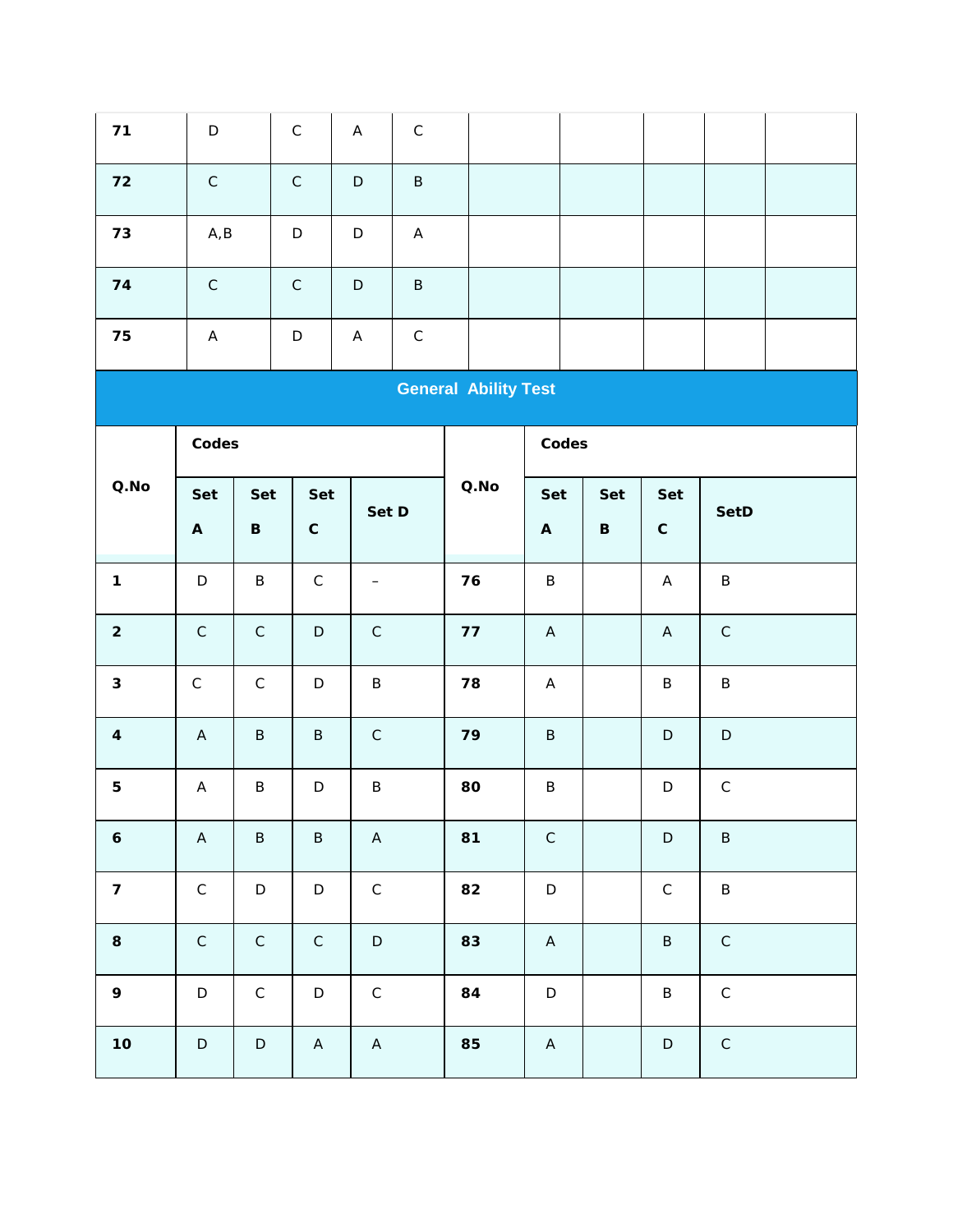| 71 | D | C | A | C | | | | | |
|---|---|---|---|---|---|---|---|---|---|
| 72 | C | C | D | B | | | | | |
| 73 | A,B | D | D | A | | | | | |
| 74 | C | C | D | B | | | | | |
| 75 | A | D | A | C | | | | | |

## General Ability Test

| Q.No | Codes | | | | Q.No | Codes | | | |
|---|---|---|---|---|---|---|---|---|---|
| | Set A | Set B | Set C | Set D | | Set A | Set B | Set C | SetD |
| 1 | D | B | C | – | 76 | B | | A | B |
| 2 | C | C | D | C | 77 | A | | A | C |
| 3 | C | C | D | B | 78 | A | | B | B |
| 4 | A | B | B | C | 79 | B | | D | D |
| 5 | A | B | D | B | 80 | B | | D | C |
| 6 | A | B | B | A | 81 | C | | D | B |
| 7 | C | D | D | C | 82 | D | | C | B |
| 8 | C | C | C | D | 83 | A | | B | C |
| 9 | D | C | D | C | 84 | D | | B | C |
| 10 | D | D | A | A | 85 | A | | D | C |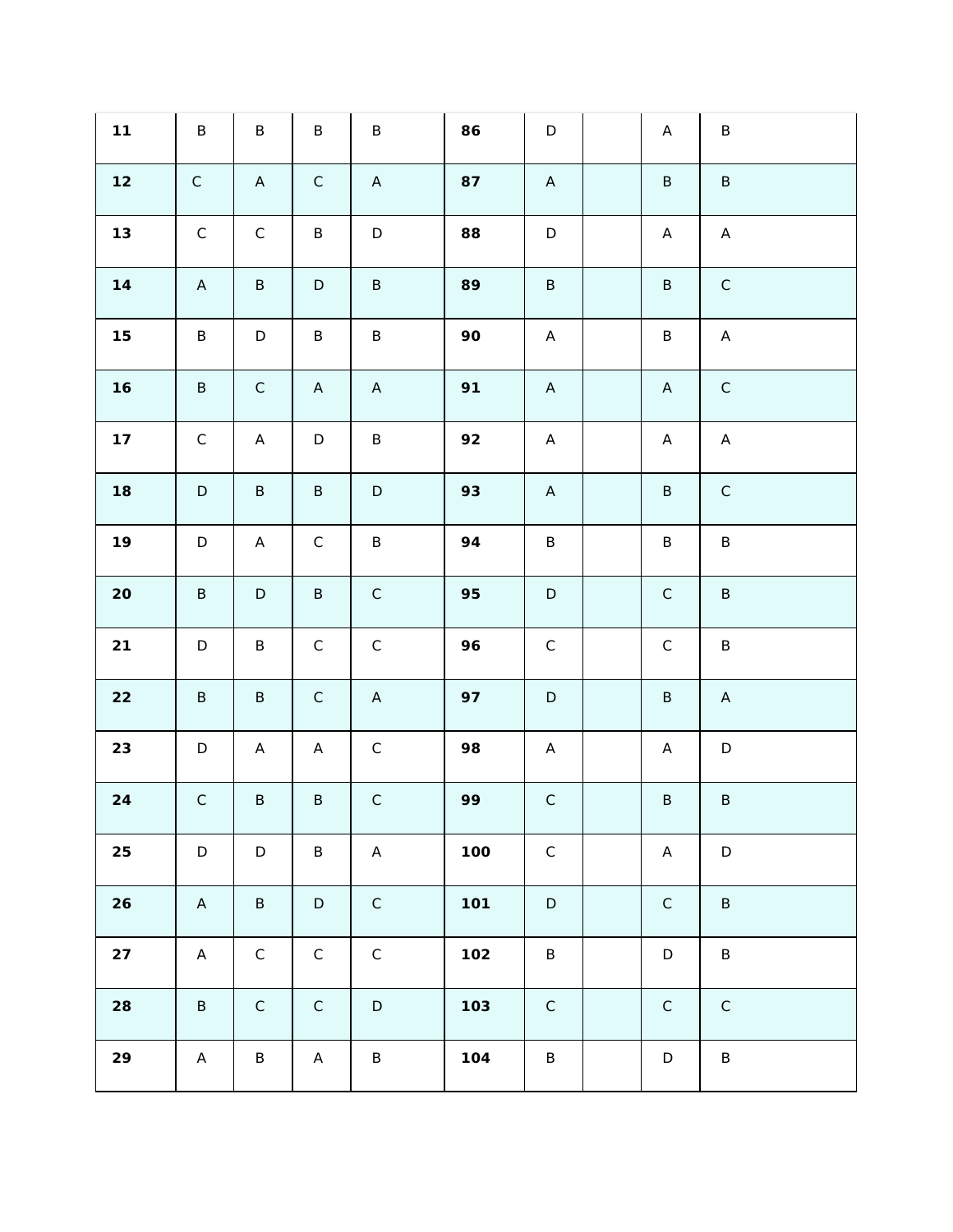| | | | | | | | | | |
|---|---|---|---|---|---|---|---|---|---|
| **11** | B | B | B | B | **86** | D | | A | B |
| **12** | C | A | C | A | **87** | A | | B | B |
| **13** | C | C | B | D | **88** | D | | A | A |
| **14** | A | B | D | B | **89** | B | | B | C |
| **15** | B | D | B | B | **90** | A | | B | A |
| **16** | B | C | A | A | **91** | A | | A | C |
| **17** | C | A | D | B | **92** | A | | A | A |
| **18** | D | B | B | D | **93** | A | | B | C |
| **19** | D | A | C | B | **94** | B | | B | B |
| **20** | B | D | B | C | **95** | D | | C | B |
| **21** | D | B | C | C | **96** | C | | C | B |
| **22** | B | B | C | A | **97** | D | | B | A |
| **23** | D | A | A | C | **98** | A | | A | D |
| **24** | C | B | B | C | **99** | C | | B | B |
| **25** | D | D | B | A | **100** | C | | A | D |
| **26** | A | B | D | C | **101** | D | | C | B |
| **27** | A | C | C | C | **102** | B | | D | B |
| **28** | B | C | C | D | **103** | C | | C | C |
| **29** | A | B | A | B | **104** | B | | D | B |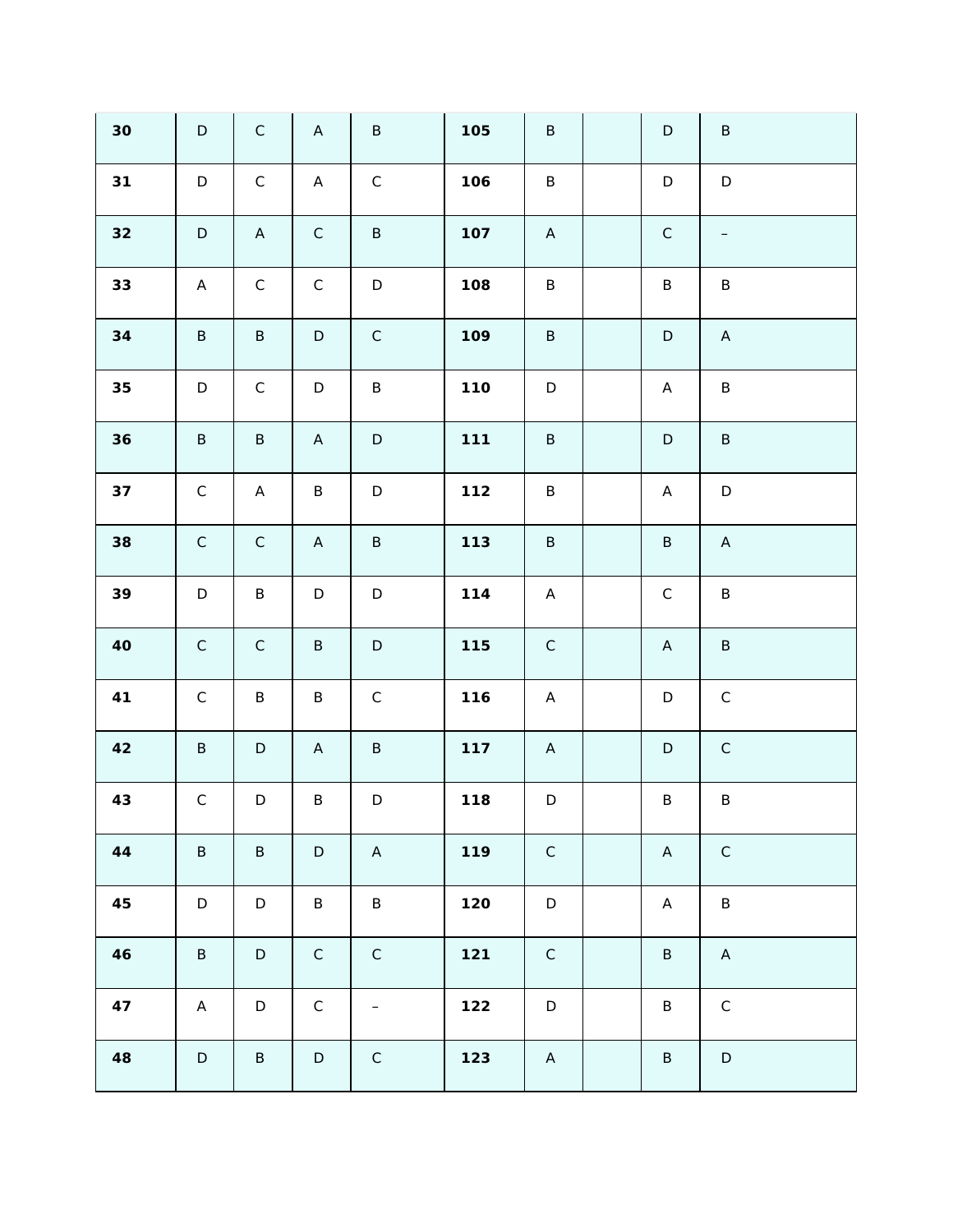| 30 | D | C | A | B | 105 | B | | D | B |
|---|---|---|---|---|---|---|---|---|---|
| 31 | D | C | A | C | 106 | B | | D | D |
| 32 | D | A | C | B | 107 | A | | C | – |
| 33 | A | C | C | D | 108 | B | | B | B |
| 34 | B | B | D | C | 109 | B | | D | A |
| 35 | D | C | D | B | 110 | D | | A | B |
| 36 | B | B | A | D | 111 | B | | D | B |
| 37 | C | A | B | D | 112 | B | | A | D |
| 38 | C | C | A | B | 113 | B | | B | A |
| 39 | D | B | D | D | 114 | A | | C | B |
| 40 | C | C | B | D | 115 | C | | A | B |
| 41 | C | B | B | C | 116 | A | | D | C |
| 42 | B | D | A | B | 117 | A | | D | C |
| 43 | C | D | B | D | 118 | D | | B | B |
| 44 | B | B | D | A | 119 | C | | A | C |
| 45 | D | D | B | B | 120 | D | | A | B |
| 46 | B | D | C | C | 121 | C | | B | A |
| 47 | A | D | C | – | 122 | D | | B | C |
| 48 | D | B | D | C | 123 | A | | B | D |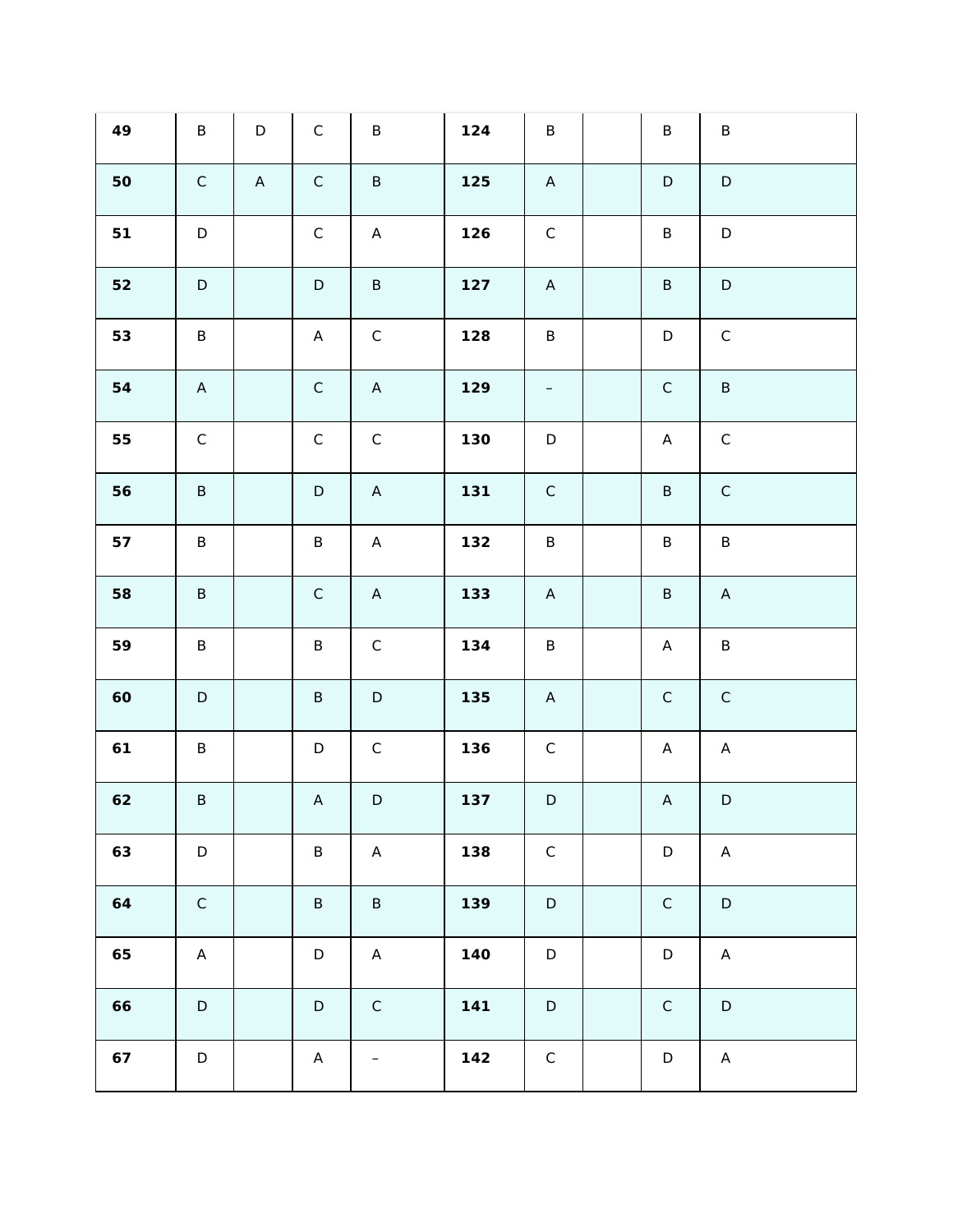| 49 | B | D | C | B | 124 | B | | B | B |
|---|---|---|---|---|---|---|---|---|---|
| 50 | C | A | C | B | 125 | A | | D | D |
| 51 | D | | C | A | 126 | C | | B | D |
| 52 | D | | D | B | 127 | A | | B | D |
| 53 | B | | A | C | 128 | B | | D | C |
| 54 | A | | C | A | 129 | – | | C | B |
| 55 | C | | C | C | 130 | D | | A | C |
| 56 | B | | D | A | 131 | C | | B | C |
| 57 | B | | B | A | 132 | B | | B | B |
| 58 | B | | C | A | 133 | A | | B | A |
| 59 | B | | B | C | 134 | B | | A | B |
| 60 | D | | B | D | 135 | A | | C | C |
| 61 | B | | D | C | 136 | C | | A | A |
| 62 | B | | A | D | 137 | D | | A | D |
| 63 | D | | B | A | 138 | C | | D | A |
| 64 | C | | B | B | 139 | D | | C | D |
| 65 | A | | D | A | 140 | D | | D | A |
| 66 | D | | D | C | 141 | D | | C | D |
| 67 | D | | A | – | 142 | C | | D | A |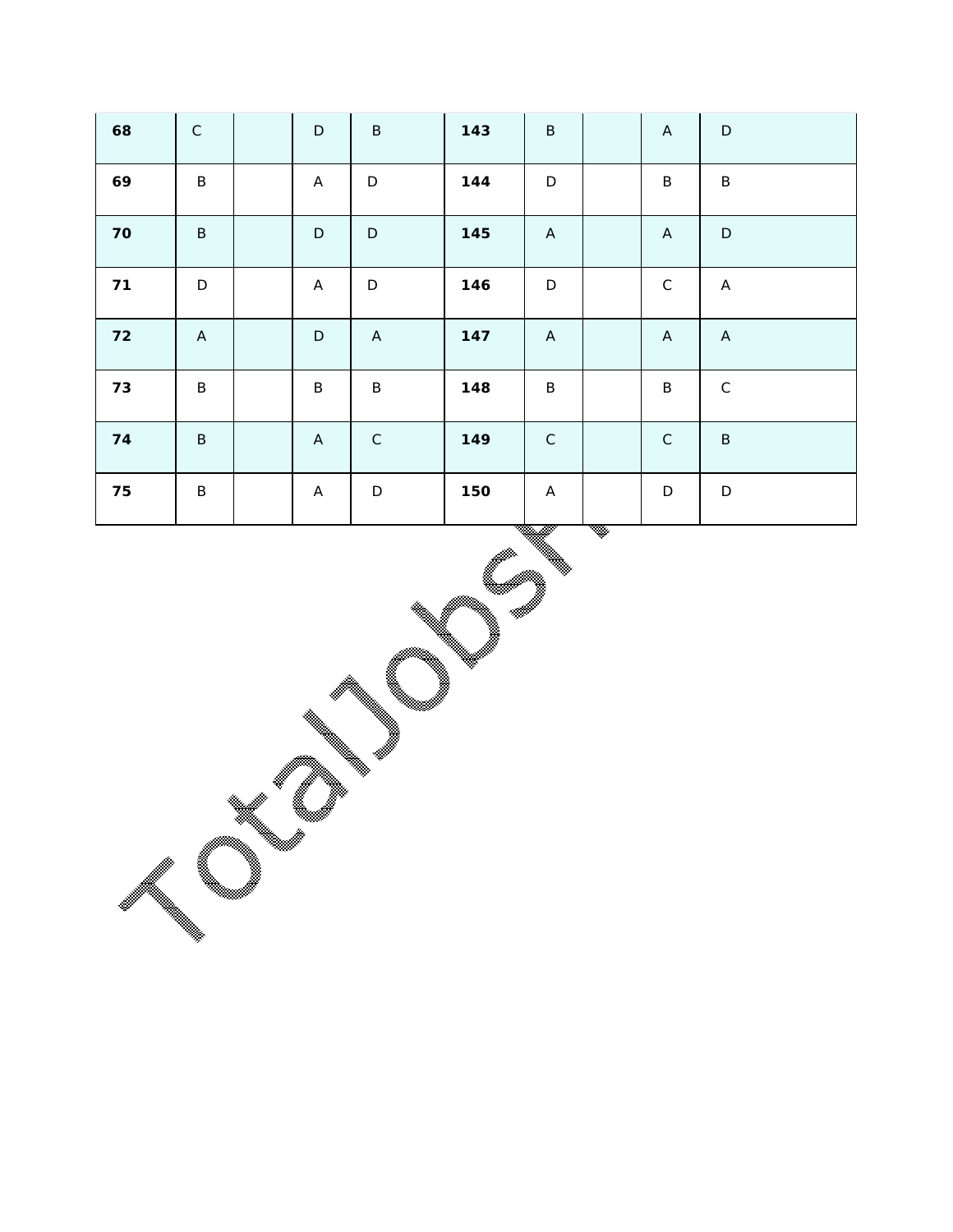| | | | | | | | | | |
|---|---|---|---|---|---|---|---|---|---|
| **68** | C | | D | B | **143** | B | | A | D |
| **69** | B | | A | D | **144** | D | | B | B |
| **70** | B | | D | D | **145** | A | | A | D |
| **71** | D | | A | D | **146** | D | | C | A |
| **72** | A | | D | A | **147** | A | | A | A |
| **73** | B | | B | B | **148** | B | | B | C |
| **74** | B | | A | C | **149** | C | | C | B |
| **75** | B | | A | D | **150** | A | | D | D |